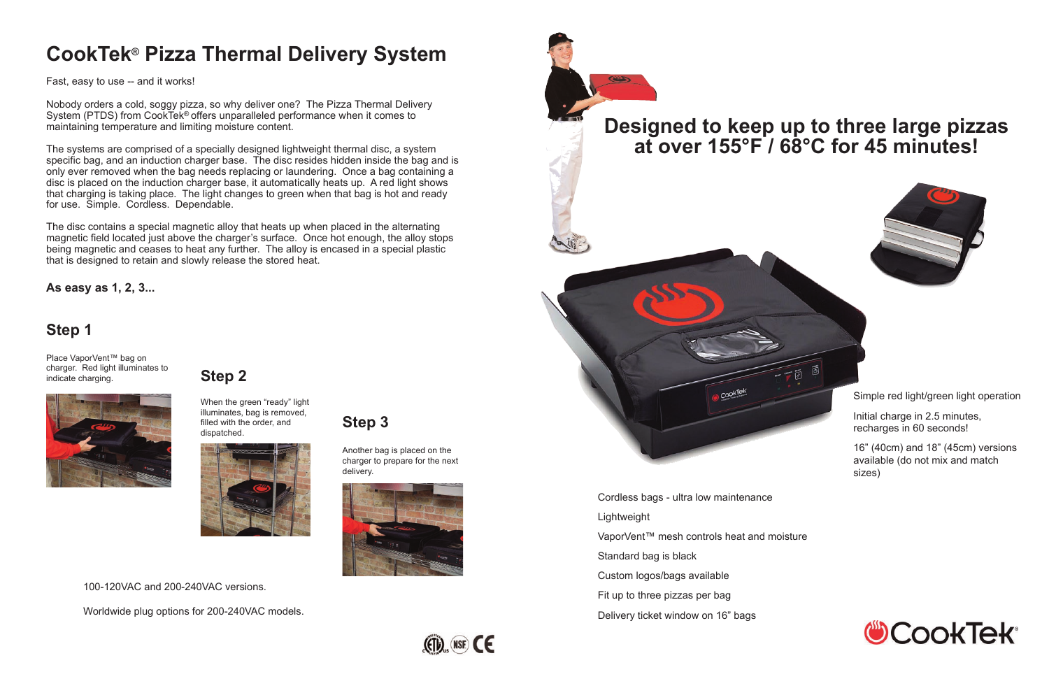# CookTek® Pizza Thermal Delivery System

Fast, easy to use -- and it works!

Nobody orders a cold, soggy pizza, so why deliver one? The Pizza Thermal Delivery System (PTDS) from CookTek® offers unparalleled performance when it comes to maintaining temperature and limiting moisture content.

The systems are comprised of a specially designed lightweight thermal disc, a system specific bag, and an induction charger base. The disc resides hidden inside the bag and is only ever removed when the bag needs replacing or laundering. Once a bag containing a disc is placed on the induction charger base, it automatically heats up. A red light shows that charging is taking place. The light changes to green when that bag is hot and ready for use. Simple. Cordless. Dependable.

The disc contains a special magnetic alloy that heats up when placed in the alternating magnetic field located just above the charger's surface. Once hot enough, the alloy stops being magnetic and ceases to heat any further. The alloy is encased in a special plastic that is designed to retain and slowly release the stored heat.

**As easy as 1, 2, 3...**

## Step 1

Place VaporVent™ bag on charger. Red light illuminates to indicate charging.

## Step 2

When the green "ready" light illuminates, bag is removed, filled with the order, and dispatched.

## Step 3

Another bag is placed on the charger to prepare for the next delivery.

100-120VAC and 200-240VAC versions.

Worldwide plug options for 200-240VAC models.

## Designed to keep up to three large pizzas at over 155°F / 68°C for 45 minutes!

Simple red light/green light operation

Initial charge in 2.5 minutes, recharges in 60 seconds!

16" (40cm) and 18" (45cm) versions available (do not mix and match sizes)

Cordless bags - ultra low maintenance

Lightweight

VaporVent™ mesh controls heat and moisture

Standard bag is black

Custom logos/bags available

Fit up to three pizzas per bag

Delivery ticket window on 16" bags

CookTek®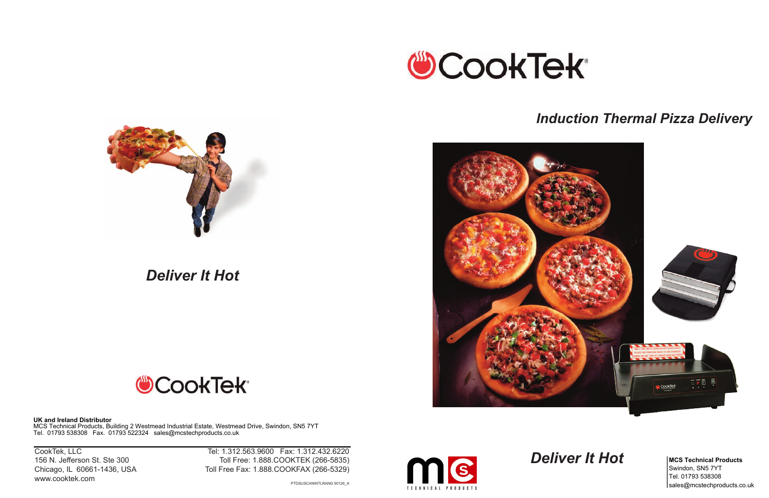*Deliver It Hot*

CookTek

**UK and Ireland Distributor**
MCS Technical Products, Building 2 Westmead Industrial Estate, Westmead Drive, Swindon, SN5 7YT
Tel. 01793 538308 Fax. 01793 522324 sales@mcstechproducts.co.uk

CookTek, LLC
156 N. Jefferson St. Ste 300
Chicago, IL 60661-1436, USA
www.cooktek.com

Tel: 1.312.563.9600 Fax: 1.312.432.6220
Toll Free: 1.888.COOKTEK (266-5835)
Toll Free Fax: 1.888.COOKFAX (266-5329)

PTDSUSCANINTLRANG 90126_A

# CookTek

## *Induction Thermal Pizza Delivery*

TECHNICAL PRODUCTS

## *Deliver It Hot*

**MCS Technical Products**
Swindon, SN5 7YT
Tel. 01793 538308
sales@mcstechproducts.co.uk